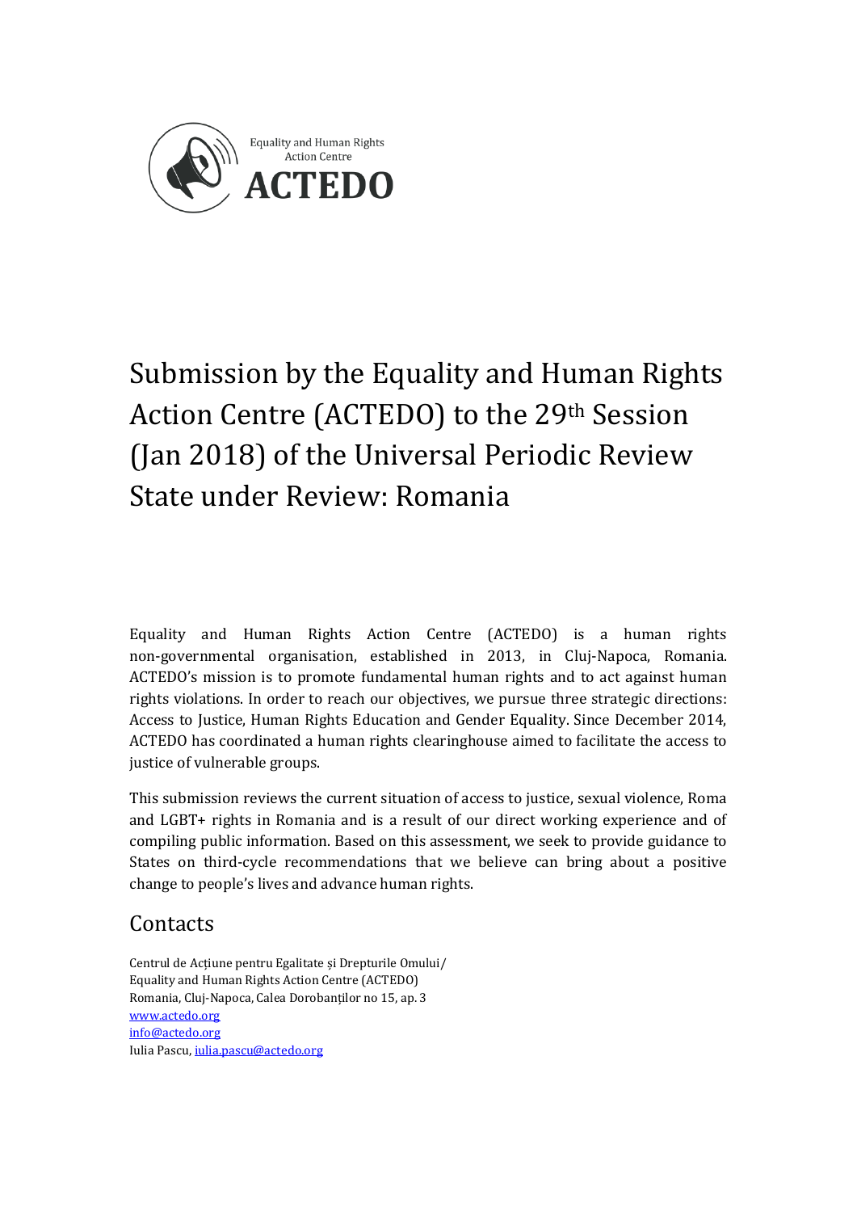Equality and Human Rights Action Centre

**ACTEDO**

# Submission by the Equality and Human Rights Action Centre (ACTEDO) to the 29th Session (Jan 2018) of the Universal Periodic Review State under Review: Romania

Equality and Human Rights Action Centre (ACTEDO) is a human rights non-governmental organisation, established in 2013, in Cluj-Napoca, Romania. ACTEDO's mission is to promote fundamental human rights and to act against human rights violations. In order to reach our objectives, we pursue three strategic directions: Access to Justice, Human Rights Education and Gender Equality. Since December 2014, ACTEDO has coordinated a human rights clearinghouse aimed to facilitate the access to justice of vulnerable groups.

This submission reviews the current situation of access to justice, sexual violence, Roma and LGBT+ rights in Romania and is a result of our direct working experience and of compiling public information. Based on this assessment, we seek to provide guidance to States on third-cycle recommendations that we believe can bring about a positive change to people's lives and advance human rights.

## Contacts

Centrul de Acțiune pentru Egalitate și Drepturile Omului/
Equality and Human Rights Action Centre (ACTEDO)
Romania, Cluj-Napoca, Calea Dorobanților no 15, ap. 3
www.actedo.org
info@actedo.org
Iulia Pascu, iulia.pascu@actedo.org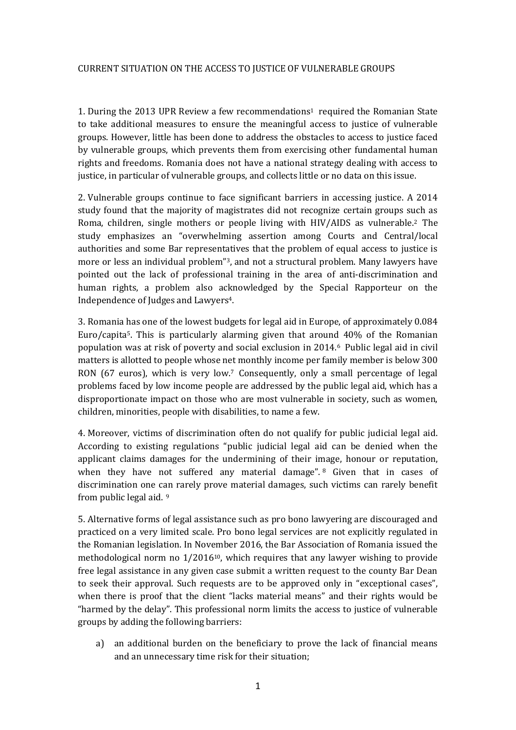CURRENT SITUATION ON THE ACCESS TO JUSTICE OF VULNERABLE GROUPS

1. During the 2013 UPR Review a few recommendations[1] required the Romanian State to take additional measures to ensure the meaningful access to justice of vulnerable groups. However, little has been done to address the obstacles to access to justice faced by vulnerable groups, which prevents them from exercising other fundamental human rights and freedoms. Romania does not have a national strategy dealing with access to justice, in particular of vulnerable groups, and collects little or no data on this issue.

2. Vulnerable groups continue to face significant barriers in accessing justice. A 2014 study found that the majority of magistrates did not recognize certain groups such as Roma, children, single mothers or people living with HIV/AIDS as vulnerable.[2] The study emphasizes an "overwhelming assertion among Courts and Central/local authorities and some Bar representatives that the problem of equal access to justice is more or less an individual problem"[3], and not a structural problem. Many lawyers have pointed out the lack of professional training in the area of anti-discrimination and human rights, a problem also acknowledged by the Special Rapporteur on the Independence of Judges and Lawyers[4].

3. Romania has one of the lowest budgets for legal aid in Europe, of approximately 0.084 Euro/capita[5]. This is particularly alarming given that around 40% of the Romanian population was at risk of poverty and social exclusion in 2014.[6] Public legal aid in civil matters is allotted to people whose net monthly income per family member is below 300 RON (67 euros), which is very low.[7] Consequently, only a small percentage of legal problems faced by low income people are addressed by the public legal aid, which has a disproportionate impact on those who are most vulnerable in society, such as women, children, minorities, people with disabilities, to name a few.

4. Moreover, victims of discrimination often do not qualify for public judicial legal aid. According to existing regulations "public judicial legal aid can be denied when the applicant claims damages for the undermining of their image, honour or reputation, when they have not suffered any material damage".[8] Given that in cases of discrimination one can rarely prove material damages, such victims can rarely benefit from public legal aid.[9]

5. Alternative forms of legal assistance such as pro bono lawyering are discouraged and practiced on a very limited scale. Pro bono legal services are not explicitly regulated in the Romanian legislation. In November 2016, the Bar Association of Romania issued the methodological norm no 1/2016[10], which requires that any lawyer wishing to provide free legal assistance in any given case submit a written request to the county Bar Dean to seek their approval. Such requests are to be approved only in "exceptional cases", when there is proof that the client "lacks material means" and their rights would be "harmed by the delay". This professional norm limits the access to justice of vulnerable groups by adding the following barriers:

a) an additional burden on the beneficiary to prove the lack of financial means and an unnecessary time risk for their situation;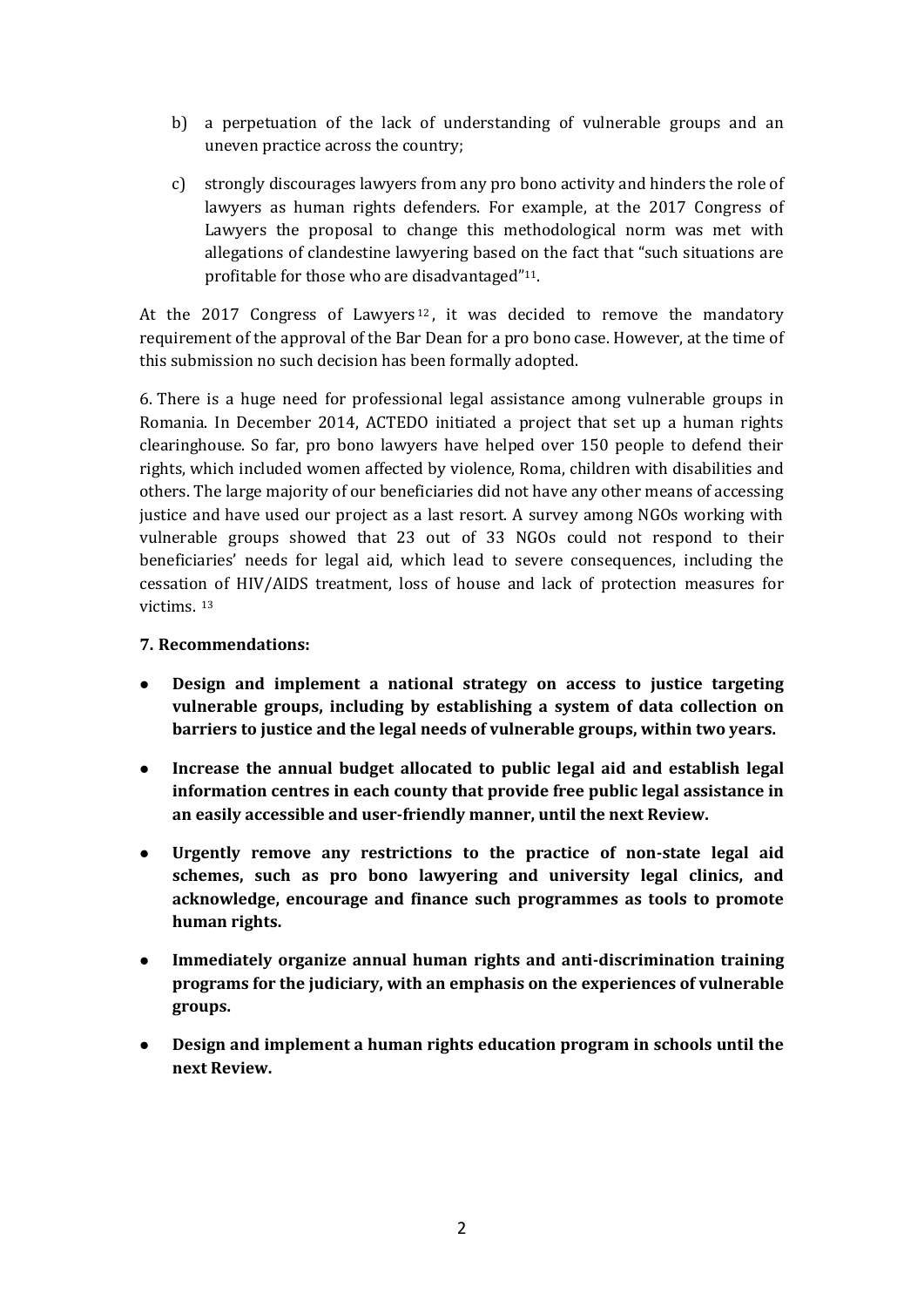b) a perpetuation of the lack of understanding of vulnerable groups and an uneven practice across the country;

c) strongly discourages lawyers from any pro bono activity and hinders the role of lawyers as human rights defenders. For example, at the 2017 Congress of Lawyers the proposal to change this methodological norm was met with allegations of clandestine lawyering based on the fact that "such situations are profitable for those who are disadvantaged"[11].

At the 2017 Congress of Lawyers[12], it was decided to remove the mandatory requirement of the approval of the Bar Dean for a pro bono case. However, at the time of this submission no such decision has been formally adopted.

6. There is a huge need for professional legal assistance among vulnerable groups in Romania. In December 2014, ACTEDO initiated a project that set up a human rights clearinghouse. So far, pro bono lawyers have helped over 150 people to defend their rights, which included women affected by violence, Roma, children with disabilities and others. The large majority of our beneficiaries did not have any other means of accessing justice and have used our project as a last resort. A survey among NGOs working with vulnerable groups showed that 23 out of 33 NGOs could not respond to their beneficiaries' needs for legal aid, which lead to severe consequences, including the cessation of HIV/AIDS treatment, loss of house and lack of protection measures for victims. [13]

**7. Recommendations:**

- **Design and implement a national strategy on access to justice targeting vulnerable groups, including by establishing a system of data collection on barriers to justice and the legal needs of vulnerable groups, within two years.**
- **Increase the annual budget allocated to public legal aid and establish legal information centres in each county that provide free public legal assistance in an easily accessible and user-friendly manner, until the next Review.**
- **Urgently remove any restrictions to the practice of non-state legal aid schemes, such as pro bono lawyering and university legal clinics, and acknowledge, encourage and finance such programmes as tools to promote human rights.**
- **Immediately organize annual human rights and anti-discrimination training programs for the judiciary, with an emphasis on the experiences of vulnerable groups.**
- **Design and implement a human rights education program in schools until the next Review.**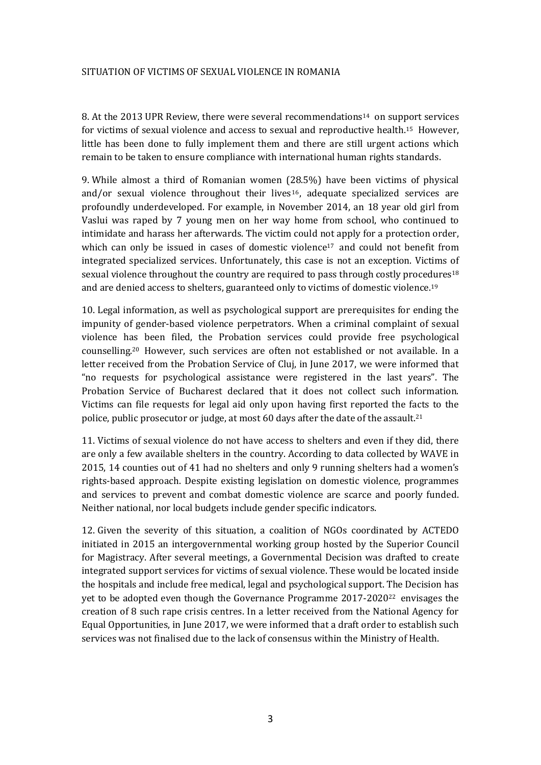## SITUATION OF VICTIMS OF SEXUAL VIOLENCE IN ROMANIA

8. At the 2013 UPR Review, there were several recommendations[14] on support services for victims of sexual violence and access to sexual and reproductive health.[15] However, little has been done to fully implement them and there are still urgent actions which remain to be taken to ensure compliance with international human rights standards.

9. While almost a third of Romanian women (28.5%) have been victims of physical and/or sexual violence throughout their lives[16], adequate specialized services are profoundly underdeveloped. For example, in November 2014, an 18 year old girl from Vaslui was raped by 7 young men on her way home from school, who continued to intimidate and harass her afterwards. The victim could not apply for a protection order, which can only be issued in cases of domestic violence[17] and could not benefit from integrated specialized services. Unfortunately, this case is not an exception. Victims of sexual violence throughout the country are required to pass through costly procedures[18] and are denied access to shelters, guaranteed only to victims of domestic violence.[19]

10. Legal information, as well as psychological support are prerequisites for ending the impunity of gender-based violence perpetrators. When a criminal complaint of sexual violence has been filed, the Probation services could provide free psychological counselling.[20] However, such services are often not established or not available. In a letter received from the Probation Service of Cluj, in June 2017, we were informed that "no requests for psychological assistance were registered in the last years". The Probation Service of Bucharest declared that it does not collect such information. Victims can file requests for legal aid only upon having first reported the facts to the police, public prosecutor or judge, at most 60 days after the date of the assault.[21]

11. Victims of sexual violence do not have access to shelters and even if they did, there are only a few available shelters in the country. According to data collected by WAVE in 2015, 14 counties out of 41 had no shelters and only 9 running shelters had a women's rights-based approach. Despite existing legislation on domestic violence, programmes and services to prevent and combat domestic violence are scarce and poorly funded. Neither national, nor local budgets include gender specific indicators.

12. Given the severity of this situation, a coalition of NGOs coordinated by ACTEDO initiated in 2015 an intergovernmental working group hosted by the Superior Council for Magistracy. After several meetings, a Governmental Decision was drafted to create integrated support services for victims of sexual violence. These would be located inside the hospitals and include free medical, legal and psychological support. The Decision has yet to be adopted even though the Governance Programme 2017-2020[22] envisages the creation of 8 such rape crisis centres. In a letter received from the National Agency for Equal Opportunities, in June 2017, we were informed that a draft order to establish such services was not finalised due to the lack of consensus within the Ministry of Health.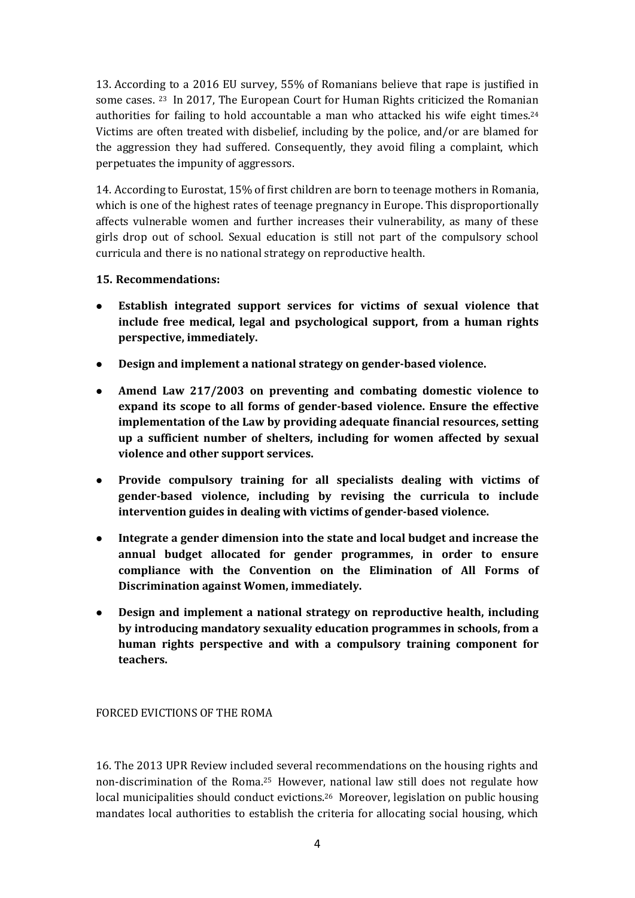13. According to a 2016 EU survey, 55% of Romanians believe that rape is justified in some cases. [23] In 2017, The European Court for Human Rights criticized the Romanian authorities for failing to hold accountable a man who attacked his wife eight times.[24] Victims are often treated with disbelief, including by the police, and/or are blamed for the aggression they had suffered. Consequently, they avoid filing a complaint, which perpetuates the impunity of aggressors.

14. According to Eurostat, 15% of first children are born to teenage mothers in Romania, which is one of the highest rates of teenage pregnancy in Europe. This disproportionally affects vulnerable women and further increases their vulnerability, as many of these girls drop out of school. Sexual education is still not part of the compulsory school curricula and there is no national strategy on reproductive health.

**15. Recommendations:**

- **Establish integrated support services for victims of sexual violence that include free medical, legal and psychological support, from a human rights perspective, immediately.**
- **Design and implement a national strategy on gender-based violence.**
- **Amend Law 217/2003 on preventing and combating domestic violence to expand its scope to all forms of gender-based violence. Ensure the effective implementation of the Law by providing adequate financial resources, setting up a sufficient number of shelters, including for women affected by sexual violence and other support services.**
- **Provide compulsory training for all specialists dealing with victims of gender-based violence, including by revising the curricula to include intervention guides in dealing with victims of gender-based violence.**
- **Integrate a gender dimension into the state and local budget and increase the annual budget allocated for gender programmes, in order to ensure compliance with the Convention on the Elimination of All Forms of Discrimination against Women, immediately.**
- **Design and implement a national strategy on reproductive health, including by introducing mandatory sexuality education programmes in schools, from a human rights perspective and with a compulsory training component for teachers.**

FORCED EVICTIONS OF THE ROMA

16. The 2013 UPR Review included several recommendations on the housing rights and non-discrimination of the Roma.[25] However, national law still does not regulate how local municipalities should conduct evictions.[26] Moreover, legislation on public housing mandates local authorities to establish the criteria for allocating social housing, which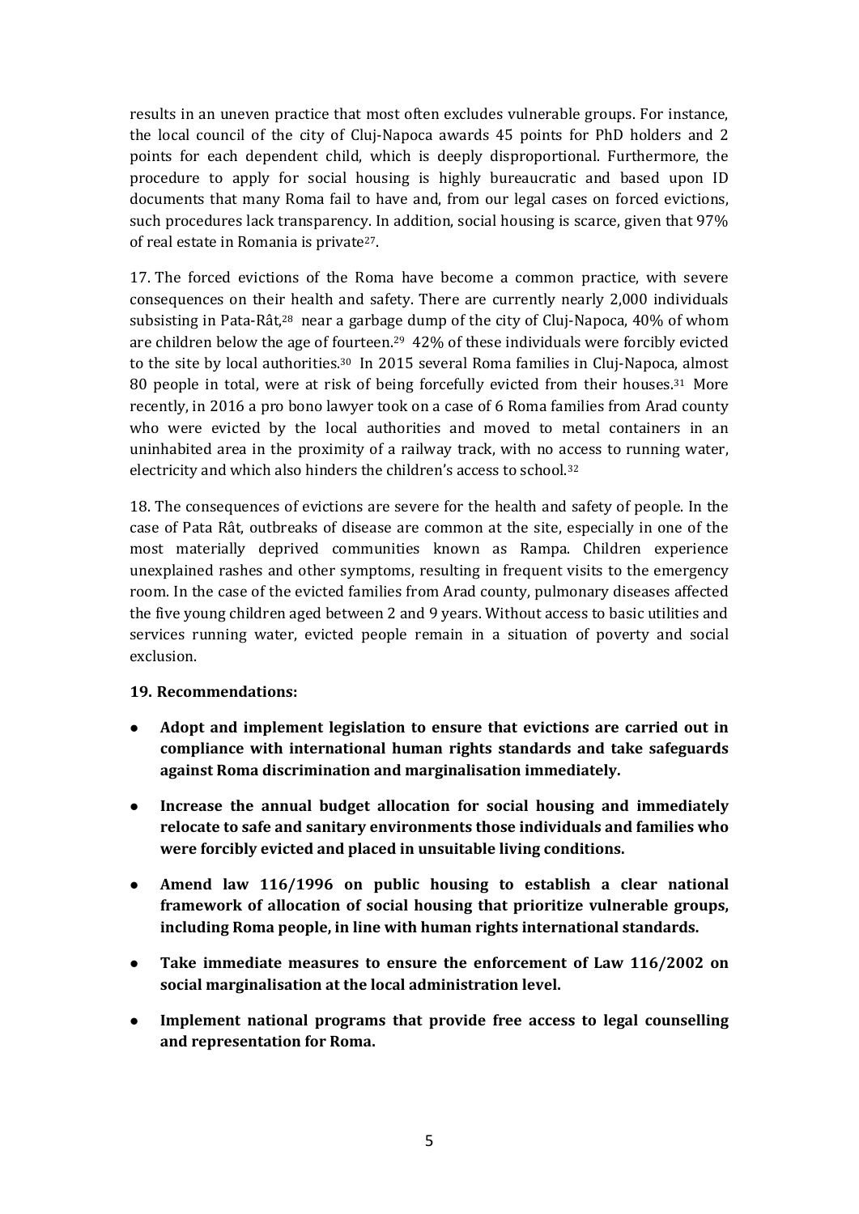results in an uneven practice that most often excludes vulnerable groups. For instance, the local council of the city of Cluj-Napoca awards 45 points for PhD holders and 2 points for each dependent child, which is deeply disproportional. Furthermore, the procedure to apply for social housing is highly bureaucratic and based upon ID documents that many Roma fail to have and, from our legal cases on forced evictions, such procedures lack transparency. In addition, social housing is scarce, given that 97% of real estate in Romania is private[27].

17. The forced evictions of the Roma have become a common practice, with severe consequences on their health and safety. There are currently nearly 2,000 individuals subsisting in Pata-Rât,[28] near a garbage dump of the city of Cluj-Napoca, 40% of whom are children below the age of fourteen.[29] 42% of these individuals were forcibly evicted to the site by local authorities.[30] In 2015 several Roma families in Cluj-Napoca, almost 80 people in total, were at risk of being forcefully evicted from their houses.[31] More recently, in 2016 a pro bono lawyer took on a case of 6 Roma families from Arad county who were evicted by the local authorities and moved to metal containers in an uninhabited area in the proximity of a railway track, with no access to running water, electricity and which also hinders the children's access to school.[32]

18. The consequences of evictions are severe for the health and safety of people. In the case of Pata Rât, outbreaks of disease are common at the site, especially in one of the most materially deprived communities known as Rampa. Children experience unexplained rashes and other symptoms, resulting in frequent visits to the emergency room. In the case of the evicted families from Arad county, pulmonary diseases affected the five young children aged between 2 and 9 years. Without access to basic utilities and services running water, evicted people remain in a situation of poverty and social exclusion.

**19. Recommendations:**

- **Adopt and implement legislation to ensure that evictions are carried out in compliance with international human rights standards and take safeguards against Roma discrimination and marginalisation immediately.**
- **Increase the annual budget allocation for social housing and immediately relocate to safe and sanitary environments those individuals and families who were forcibly evicted and placed in unsuitable living conditions.**
- **Amend law 116/1996 on public housing to establish a clear national framework of allocation of social housing that prioritize vulnerable groups, including Roma people, in line with human rights international standards.**
- **Take immediate measures to ensure the enforcement of Law 116/2002 on social marginalisation at the local administration level.**
- **Implement national programs that provide free access to legal counselling and representation for Roma.**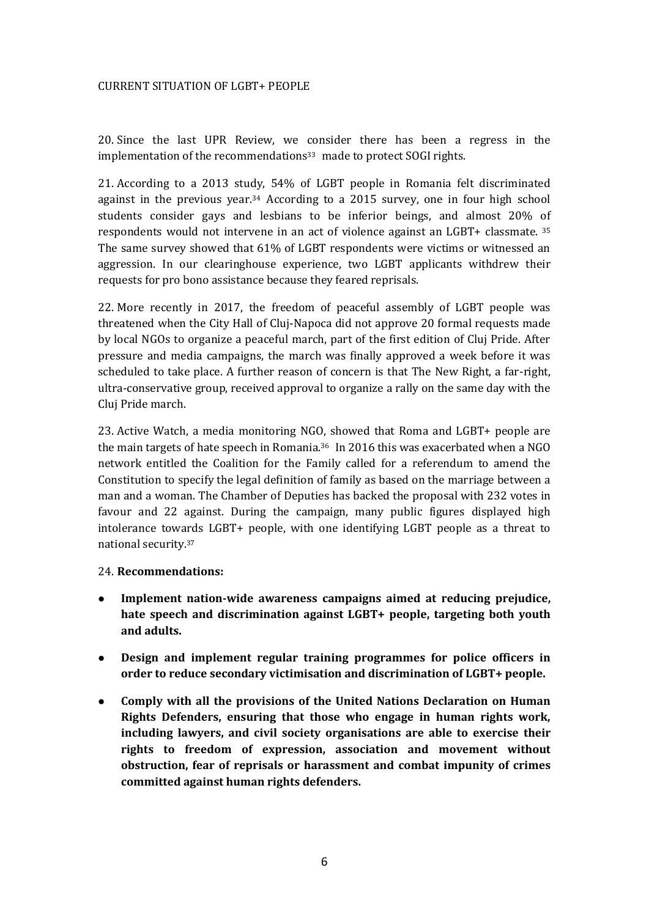## CURRENT SITUATION OF LGBT+ PEOPLE

20. Since the last UPR Review, we consider there has been a regress in the implementation of the recommendations[33] made to protect SOGI rights.

21. According to a 2013 study, 54% of LGBT people in Romania felt discriminated against in the previous year.[34] According to a 2015 survey, one in four high school students consider gays and lesbians to be inferior beings, and almost 20% of respondents would not intervene in an act of violence against an LGBT+ classmate.[35] The same survey showed that 61% of LGBT respondents were victims or witnessed an aggression. In our clearinghouse experience, two LGBT applicants withdrew their requests for pro bono assistance because they feared reprisals.

22. More recently in 2017, the freedom of peaceful assembly of LGBT people was threatened when the City Hall of Cluj-Napoca did not approve 20 formal requests made by local NGOs to organize a peaceful march, part of the first edition of Cluj Pride. After pressure and media campaigns, the march was finally approved a week before it was scheduled to take place. A further reason of concern is that The New Right, a far-right, ultra-conservative group, received approval to organize a rally on the same day with the Cluj Pride march.

23. Active Watch, a media monitoring NGO, showed that Roma and LGBT+ people are the main targets of hate speech in Romania.[36] In 2016 this was exacerbated when a NGO network entitled the Coalition for the Family called for a referendum to amend the Constitution to specify the legal definition of family as based on the marriage between a man and a woman. The Chamber of Deputies has backed the proposal with 232 votes in favour and 22 against. During the campaign, many public figures displayed high intolerance towards LGBT+ people, with one identifying LGBT people as a threat to national security.[37]

24. **Recommendations:**

- **Implement nation-wide awareness campaigns aimed at reducing prejudice, hate speech and discrimination against LGBT+ people, targeting both youth and adults.**
- **Design and implement regular training programmes for police officers in order to reduce secondary victimisation and discrimination of LGBT+ people.**
- **Comply with all the provisions of the United Nations Declaration on Human Rights Defenders, ensuring that those who engage in human rights work, including lawyers, and civil society organisations are able to exercise their rights to freedom of expression, association and movement without obstruction, fear of reprisals or harassment and combat impunity of crimes committed against human rights defenders.**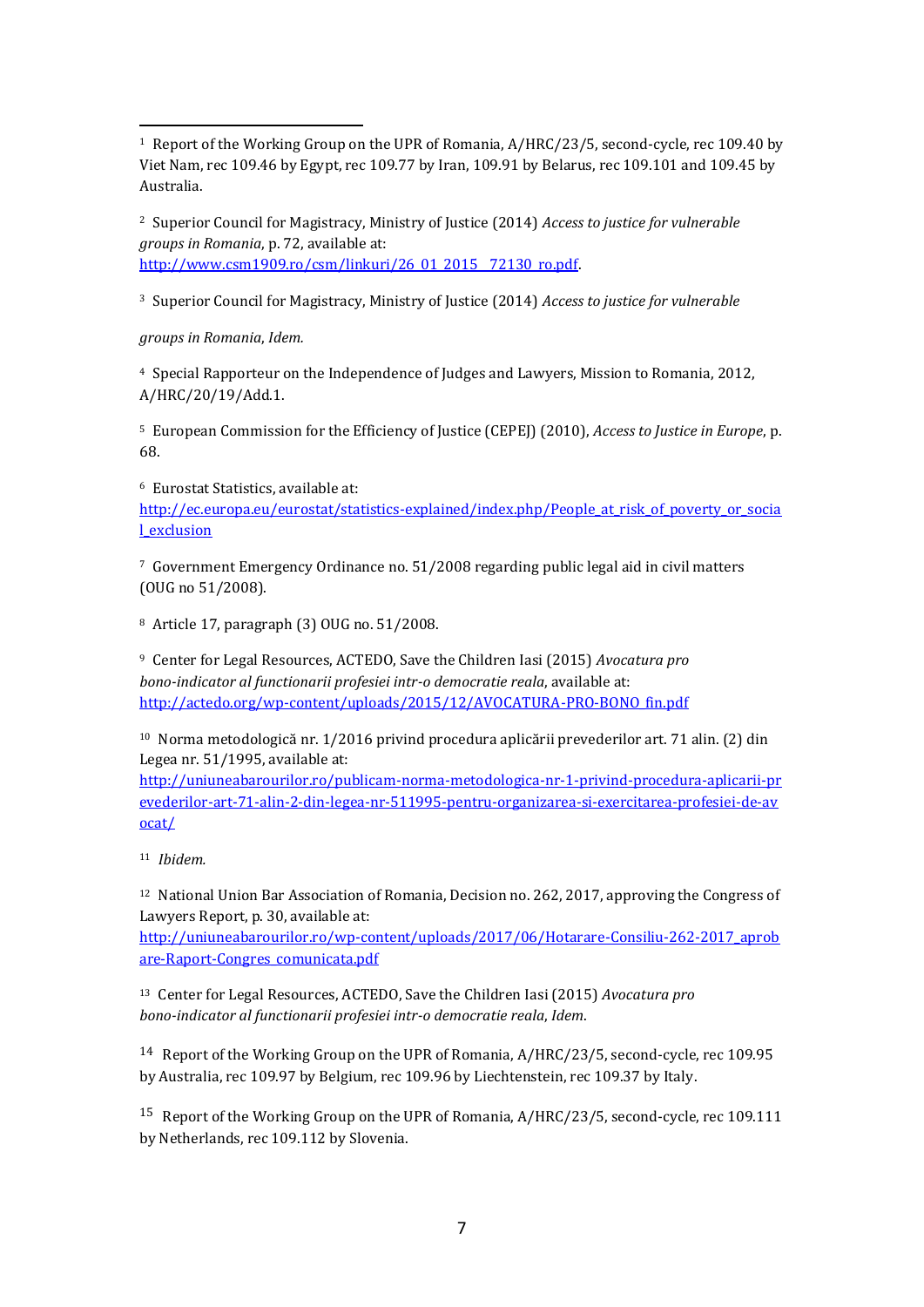[1] Report of the Working Group on the UPR of Romania, A/HRC/23/5, second-cycle, rec 109.40 by Viet Nam, rec 109.46 by Egypt, rec 109.77 by Iran, 109.91 by Belarus, rec 109.101 and 109.45 by Australia.

[2] Superior Council for Magistracy, Ministry of Justice (2014) *Access to justice for vulnerable groups in Romania*, p. 72, available at: http://www.csm1909.ro/csm/linkuri/26_01_2015__72130_ro.pdf.

[3] Superior Council for Magistracy, Ministry of Justice (2014) *Access to justice for vulnerable groups in Romania*, *Idem.*

[4] Special Rapporteur on the Independence of Judges and Lawyers, Mission to Romania, 2012, A/HRC/20/19/Add.1.

[5] European Commission for the Efficiency of Justice (CEPEJ) (2010), *Access to Justice in Europe*, p. 68.

[6] Eurostat Statistics, available at: http://ec.europa.eu/eurostat/statistics-explained/index.php/People_at_risk_of_poverty_or_social_exclusion

[7] Government Emergency Ordinance no. 51/2008 regarding public legal aid in civil matters (OUG no 51/2008).

[8] Article 17, paragraph (3) OUG no. 51/2008.

[9] Center for Legal Resources, ACTEDO, Save the Children Iasi (2015) *Avocatura pro bono-indicator al functionarii profesiei intr-o democratie reala*, available at: http://actedo.org/wp-content/uploads/2015/12/AVOCATURA-PRO-BONO_fin.pdf

[10] Norma metodologică nr. 1/2016 privind procedura aplicării prevederilor art. 71 alin. (2) din Legea nr. 51/1995, available at: http://uniuneabarourilor.ro/publicam-norma-metodologica-nr-1-privind-procedura-aplicarii-prevederilor-art-71-alin-2-din-legea-nr-511995-pentru-organizarea-si-exercitarea-profesiei-de-avocat/

[11] *Ibidem.*

[12] National Union Bar Association of Romania, Decision no. 262, 2017, approving the Congress of Lawyers Report, p. 30, available at: http://uniuneabarourilor.ro/wp-content/uploads/2017/06/Hotarare-Consiliu-262-2017_aprobare-Raport-Congres_comunicata.pdf

[13] Center for Legal Resources, ACTEDO, Save the Children Iasi (2015) *Avocatura pro bono-indicator al functionarii profesiei intr-o democratie reala*, *Idem*.

[14] Report of the Working Group on the UPR of Romania, A/HRC/23/5, second-cycle, rec 109.95 by Australia, rec 109.97 by Belgium, rec 109.96 by Liechtenstein, rec 109.37 by Italy.

[15] Report of the Working Group on the UPR of Romania, A/HRC/23/5, second-cycle, rec 109.111 by Netherlands, rec 109.112 by Slovenia.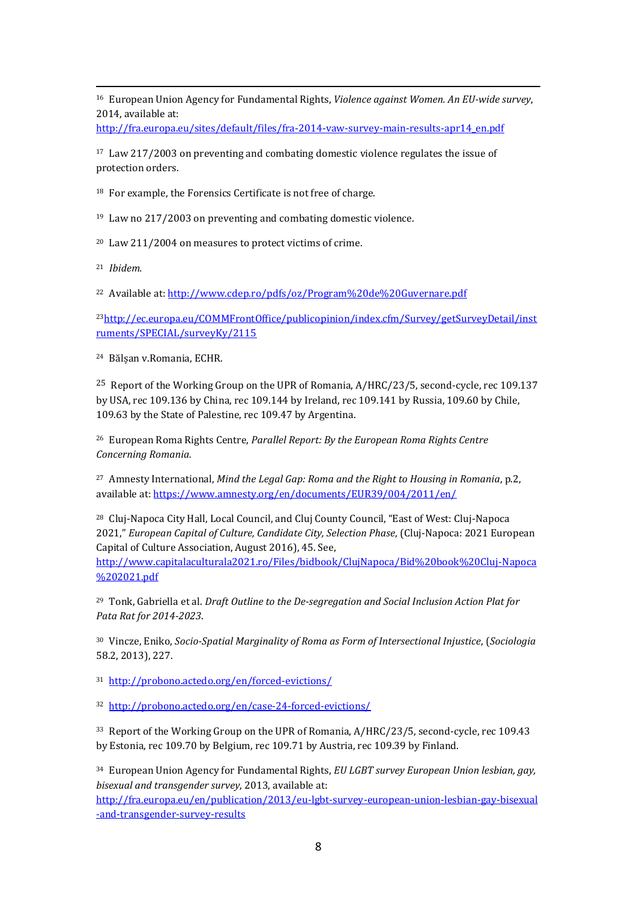[16] European Union Agency for Fundamental Rights, *Violence against Women. An EU-wide survey*, 2014, available at: http://fra.europa.eu/sites/default/files/fra-2014-vaw-survey-main-results-apr14_en.pdf

[17] Law 217/2003 on preventing and combating domestic violence regulates the issue of protection orders.

[18] For example, the Forensics Certificate is not free of charge.

[19] Law no 217/2003 on preventing and combating domestic violence.

[20] Law 211/2004 on measures to protect victims of crime.

[21] *Ibidem.*

[22] Available at: http://www.cdep.ro/pdfs/oz/Program%20de%20Guvernare.pdf

[23] http://ec.europa.eu/COMMFrontOffice/publicopinion/index.cfm/Survey/getSurveyDetail/instruments/SPECIAL/surveyKy/2115

[24] Bălșan v.Romania, ECHR.

[25] Report of the Working Group on the UPR of Romania, A/HRC/23/5, second-cycle, rec 109.137 by USA, rec 109.136 by China, rec 109.144 by Ireland, rec 109.141 by Russia, 109.60 by Chile, 109.63 by the State of Palestine, rec 109.47 by Argentina.

[26] European Roma Rights Centre, *Parallel Report: By the European Roma Rights Centre Concerning Romania.*

[27] Amnesty International, *Mind the Legal Gap: Roma and the Right to Housing in Romania*, p.2, available at: https://www.amnesty.org/en/documents/EUR39/004/2011/en/

[28] Cluj-Napoca City Hall, Local Council, and Cluj County Council, "East of West: Cluj-Napoca 2021," *European Capital of Culture, Candidate City, Selection Phase*, (Cluj-Napoca: 2021 European Capital of Culture Association, August 2016), 45. See, http://www.capitaculturala2021.ro/Files/bidbook/ClujNapoca/Bid%20book%20Cluj-Napoca%202021.pdf

[29] Tonk, Gabriella et al. *Draft Outline to the De-segregation and Social Inclusion Action Plat for Pata Rat for 2014-2023*.

[30] Vincze, Eniko, *Socio-Spatial Marginality of Roma as Form of Intersectional Injustice*, (*Sociologia* 58.2, 2013), 227.

[31] http://probono.actedo.org/en/forced-evictions/

[32] http://probono.actedo.org/en/case-24-forced-evictions/

[33] Report of the Working Group on the UPR of Romania, A/HRC/23/5, second-cycle, rec 109.43 by Estonia, rec 109.70 by Belgium, rec 109.71 by Austria, rec 109.39 by Finland.

[34] European Union Agency for Fundamental Rights, *EU LGBT survey European Union lesbian, gay, bisexual and transgender survey*, 2013, available at: http://fra.europa.eu/en/publication/2013/eu-lgbt-survey-european-union-lesbian-gay-bisexual-and-transgender-survey-results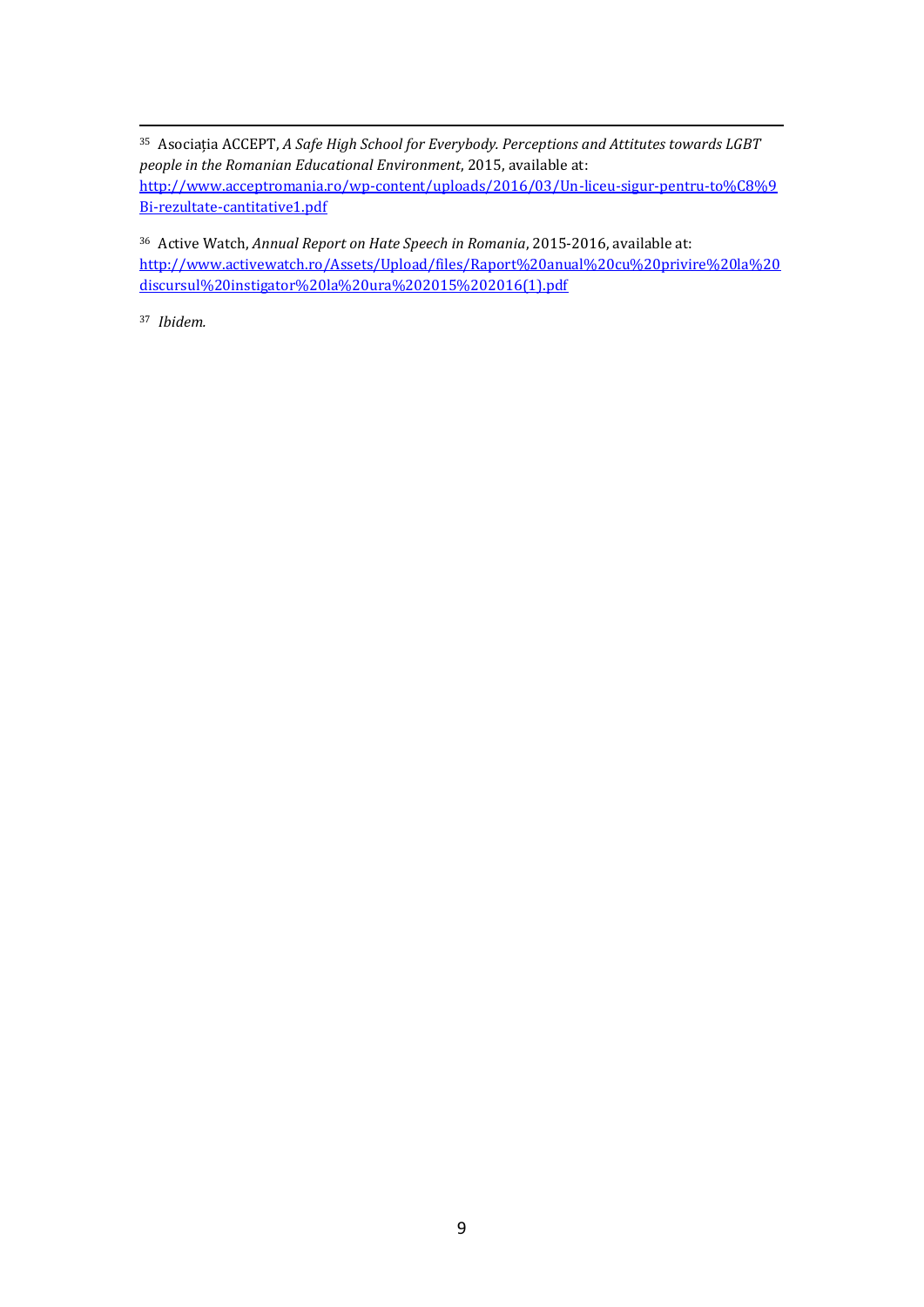[35] Asociația ACCEPT, *A Safe High School for Everybody. Perceptions and Attitutes towards LGBT people in the Romanian Educational Environment*, 2015, available at: http://www.acceptromania.ro/wp-content/uploads/2016/03/Un-liceu-sigur-pentru-to%C8%9Bi-rezultate-cantitative1.pdf

[36] Active Watch, *Annual Report on Hate Speech in Romania*, 2015-2016, available at: http://www.activewatch.ro/Assets/Upload/files/Raport%20anual%20cu%20privire%20la%20discursul%20instigator%20la%20ura%202015%202016(1).pdf

[37] *Ibidem.*